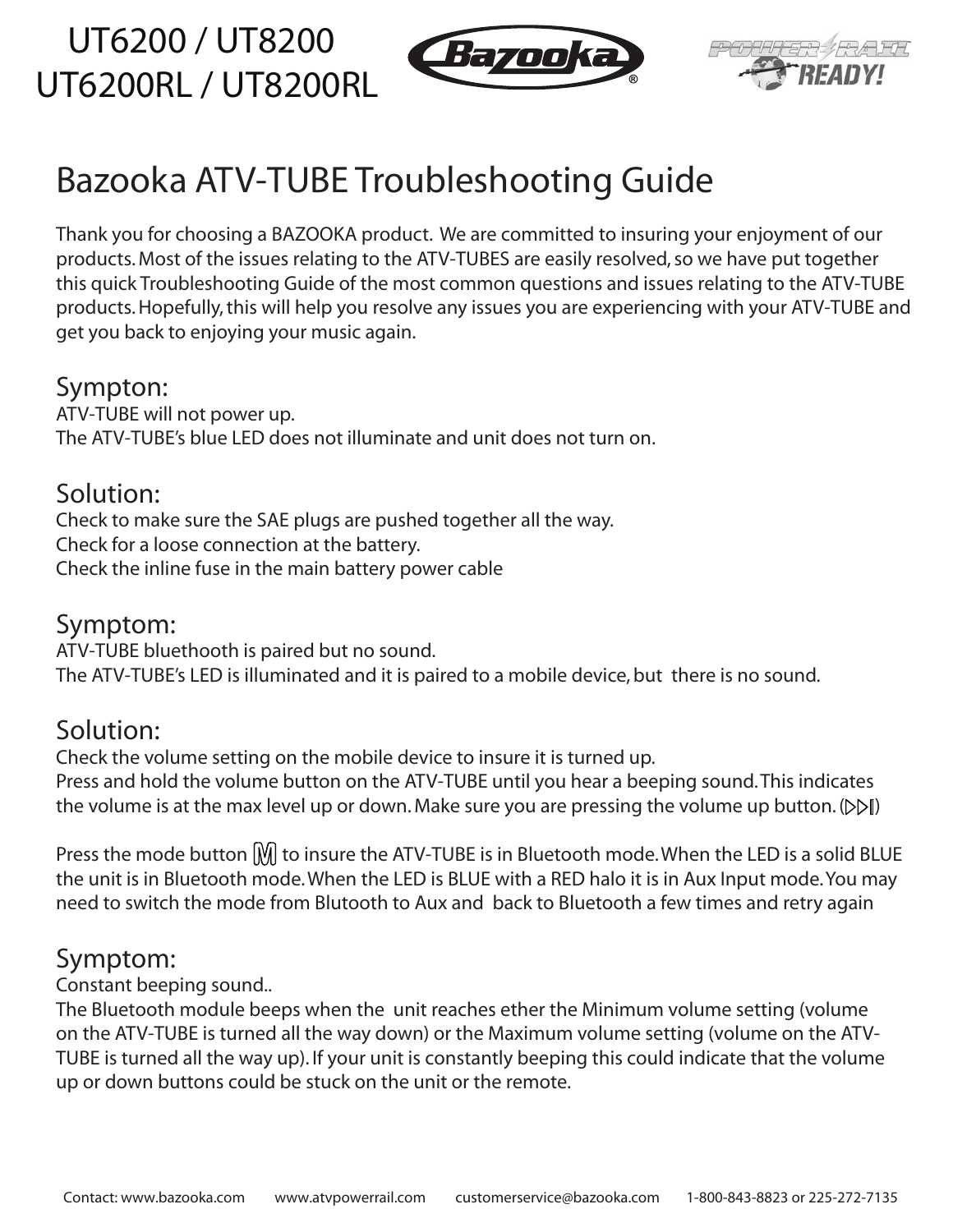UT6200 / UT8200
UT6200RL / UT8200RL

# Bazooka ATV-TUBE Troubleshooting Guide

Thank you for choosing a BAZOOKA product. We are committed to insuring your enjoyment of our products. Most of the issues relating to the ATV-TUBES are easily resolved, so we have put together this quick Troubleshooting Guide of the most common questions and issues relating to the ATV-TUBE products. Hopefully, this will help you resolve any issues you are experiencing with your ATV-TUBE and get you back to enjoying your music again.

## Sympton:

ATV-TUBE will not power up.
The ATV-TUBE's blue LED does not illuminate and unit does not turn on.

## Solution:

Check to make sure the SAE plugs are pushed together all the way.
Check for a loose connection at the battery.
Check the inline fuse in the main battery power cable

## Symptom:

ATV-TUBE bluethooth is paired but no sound.
The ATV-TUBE's LED is illuminated and it is paired to a mobile device, but there is no sound.

## Solution:

Check the volume setting on the mobile device to insure it is turned up.
Press and hold the volume button on the ATV-TUBE until you hear a beeping sound. This indicates the volume is at the max level up or down. Make sure you are pressing the volume up button. (▷▷‖)

Press the mode button [M] to insure the ATV-TUBE is in Bluetooth mode. When the LED is a solid BLUE the unit is in Bluetooth mode. When the LED is BLUE with a RED halo it is in Aux Input mode. You may need to switch the mode from Blutooth to Aux and back to Bluetooth a few times and retry again

## Symptom:

Constant beeping sound..
The Bluetooth module beeps when the unit reaches ether the Minimum volume setting (volume on the ATV-TUBE is turned all the way down) or the Maximum volume setting (volume on the ATV-TUBE is turned all the way up). If your unit is constantly beeping this could indicate that the volume up or down buttons could be stuck on the unit or the remote.

Contact: www.bazooka.com www.atvpowerrail.com customerservice@bazooka.com 1-800-843-8823 or 225-272-7135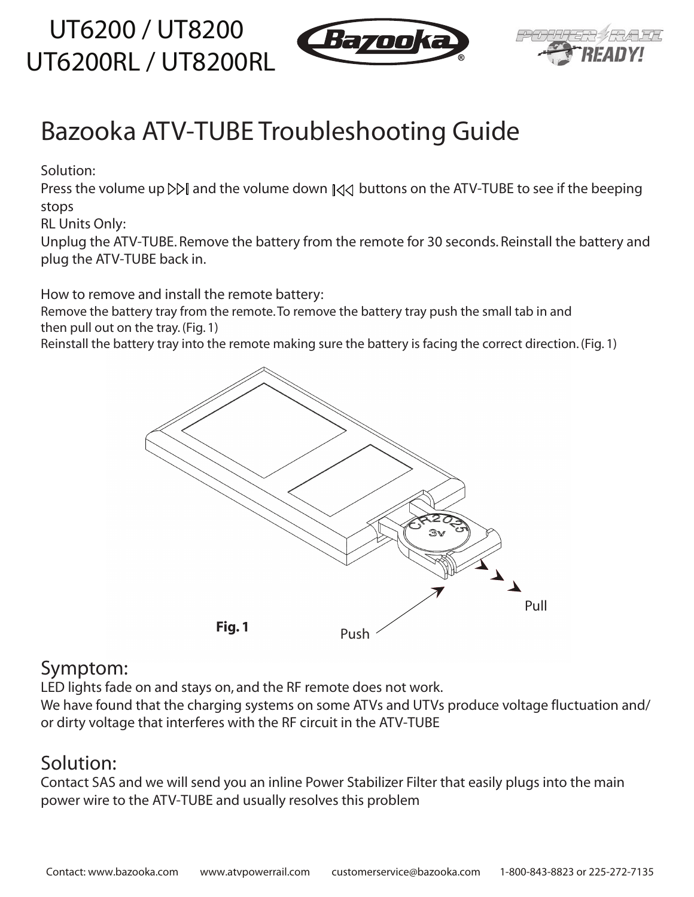UT6200 / UT8200
UT6200RL / UT8200RL

# Bazooka ATV-TUBE Troubleshooting Guide

Solution:
Press the volume up ▷▷| and the volume down |◁◁ buttons on the ATV-TUBE to see if the beeping stops

RL Units Only:
Unplug the ATV-TUBE. Remove the battery from the remote for 30 seconds. Reinstall the battery and plug the ATV-TUBE back in.

How to remove and install the remote battery:
Remove the battery tray from the remote. To remove the battery tray push the small tab in and then pull out on the tray. (Fig. 1)
Reinstall the battery tray into the remote making sure the battery is facing the correct direction. (Fig. 1)

CR2025
3v
Pull
Push

**Fig. 1**

## Symptom:

LED lights fade on and stays on, and the RF remote does not work.
We have found that the charging systems on some ATVs and UTVs produce voltage fluctuation and/or dirty voltage that interferes with the RF circuit in the ATV-TUBE

## Solution:

Contact SAS and we will send you an inline Power Stabilizer Filter that easily plugs into the main power wire to the ATV-TUBE and usually resolves this problem

Contact: www.bazooka.com www.atvpowerrail.com customerservice@bazooka.com 1-800-843-8823 or 225-272-7135